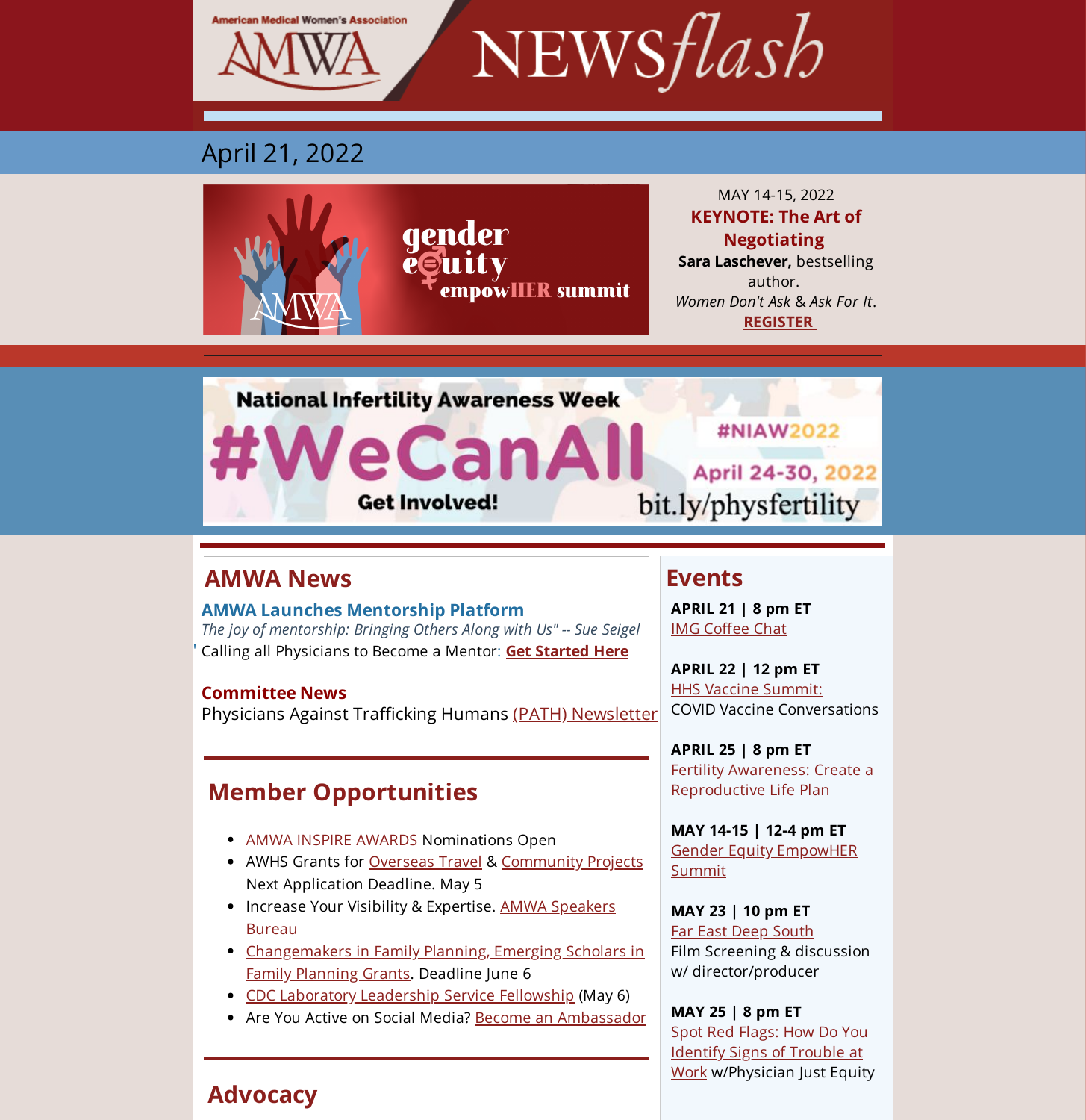# AMWA NEWSflash

American Medical Women's Association

April 21, 2022

gender equity empowHER summit

MAY 14-15, 2022

**KEYNOTE: The Art of Negotiating**

**Sara Laschever,** bestselling author.
*Women Don't Ask* & *Ask For It*.

**REGISTER**

National Infertility Awareness Week
#WeCanAll
Get Involved!
#NIAW2022
April 24-30, 2022
bit.ly/physfertility

## AMWA News

### AMWA Launches Mentorship Platform

*The joy of mentorship: Bringing Others Along with Us" -- Sue Seigel*

Calling all Physicians to Become a Mentor: **Get Started Here**

### Committee News

Physicians Against Trafficking Humans (PATH) Newsletter

## Member Opportunities

- AMWA INSPIRE AWARDS Nominations Open
- AWHS Grants for Overseas Travel & Community Projects Next Application Deadline. May 5
- Increase Your Visibility & Expertise. AMWA Speakers Bureau
- Changemakers in Family Planning, Emerging Scholars in Family Planning Grants. Deadline June 6
- CDC Laboratory Leadership Service Fellowship (May 6)
- Are You Active on Social Media? Become an Ambassador

## Advocacy

## Events

**APRIL 21 | 8 pm ET**
IMG Coffee Chat

**APRIL 22 | 12 pm ET**
HHS Vaccine Summit: COVID Vaccine Conversations

**APRIL 25 | 8 pm ET**
Fertility Awareness: Create a Reproductive Life Plan

**MAY 14-15 | 12-4 pm ET**
Gender Equity EmpowHER Summit

**MAY 23 | 10 pm ET**
Far East Deep South Film Screening & discussion w/ director/producer

**MAY 25 | 8 pm ET**
Spot Red Flags: How Do You Identify Signs of Trouble at Work w/Physician Just Equity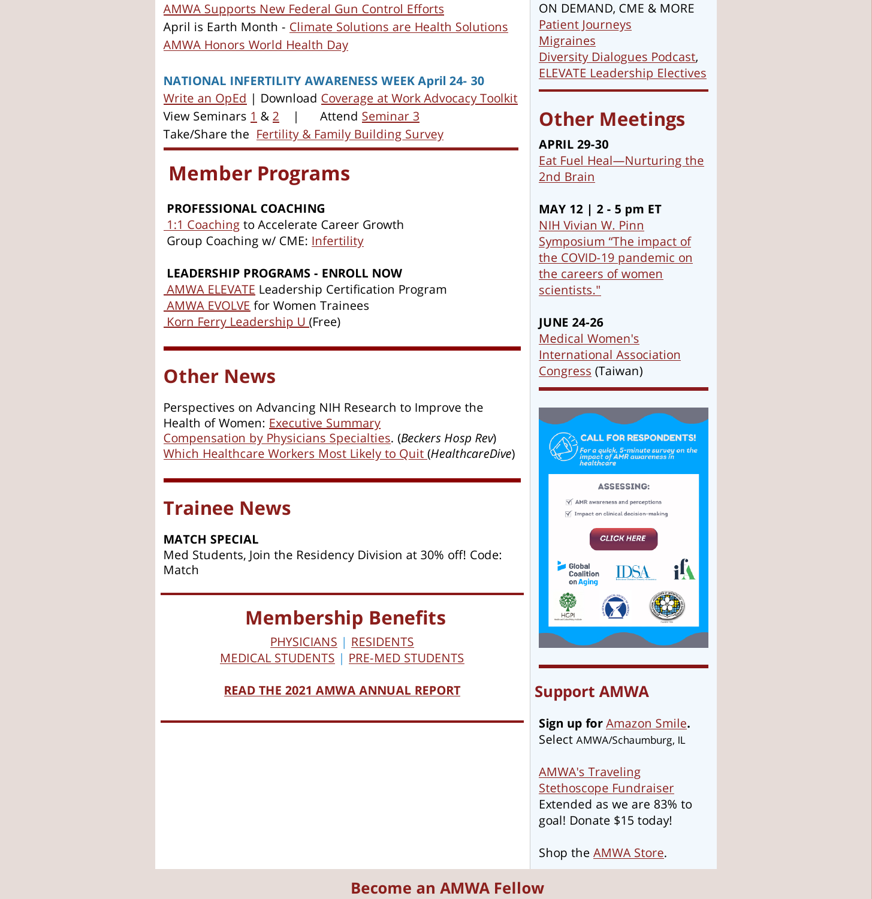AMWA Supports New Federal Gun Control Efforts
April is Earth Month - Climate Solutions are Health Solutions
AMWA Honors World Health Day

**NATIONAL INFERTILITY AWARENESS WEEK April 24- 30**
Write an OpEd | Download Coverage at Work Advocacy Toolkit
View Seminars 1 & 2 | Attend Seminar 3
Take/Share the Fertility & Family Building Survey

## Member Programs

**PROFESSIONAL COACHING**
1:1 Coaching to Accelerate Career Growth
Group Coaching w/ CME: Infertility

**LEADERSHIP PROGRAMS - ENROLL NOW**
AMWA ELEVATE Leadership Certification Program
AMWA EVOLVE for Women Trainees
Korn Ferry Leadership U (Free)

## Other News

Perspectives on Advancing NIH Research to Improve the Health of Women: Executive Summary
Compensation by Physicians Specialties. (*Beckers Hosp Rev*)
Which Healthcare Workers Most Likely to Quit (*HealthcareDive*)

## Trainee News

**MATCH SPECIAL**
Med Students, Join the Residency Division at 30% off! Code: Match

## Membership Benefits

PHYSICIANS | RESIDENTS
MEDICAL STUDENTS | PRE-MED STUDENTS

**READ THE 2021 AMWA ANNUAL REPORT**

ON DEMAND, CME & MORE
Patient Journeys
Migraines
Diversity Dialogues Podcast,
ELEVATE Leadership Electives

## Other Meetings

**APRIL 29-30**
Eat Fuel Heal—Nurturing the 2nd Brain

**MAY 12 | 2 - 5 pm ET**
NIH Vivian W. Pinn Symposium "The impact of the COVID-19 pandemic on the careers of women scientists."

**JUNE 24-26**
Medical Women's International Association Congress (Taiwan)

CALL FOR RESPONDENTS!
For a quick, 5-minute survey on the impact of AMR awareness in healthcare
ASSESSING:
AMR awareness and perceptions
Impact on clinical decision-making
CLICK HERE

## Support AMWA

**Sign up for** Amazon Smile**.**
Select AMWA/Schaumburg, IL

AMWA's Traveling Stethoscope Fundraiser
Extended as we are 83% to goal! Donate $15 today!

Shop the AMWA Store.

## Become an AMWA Fellow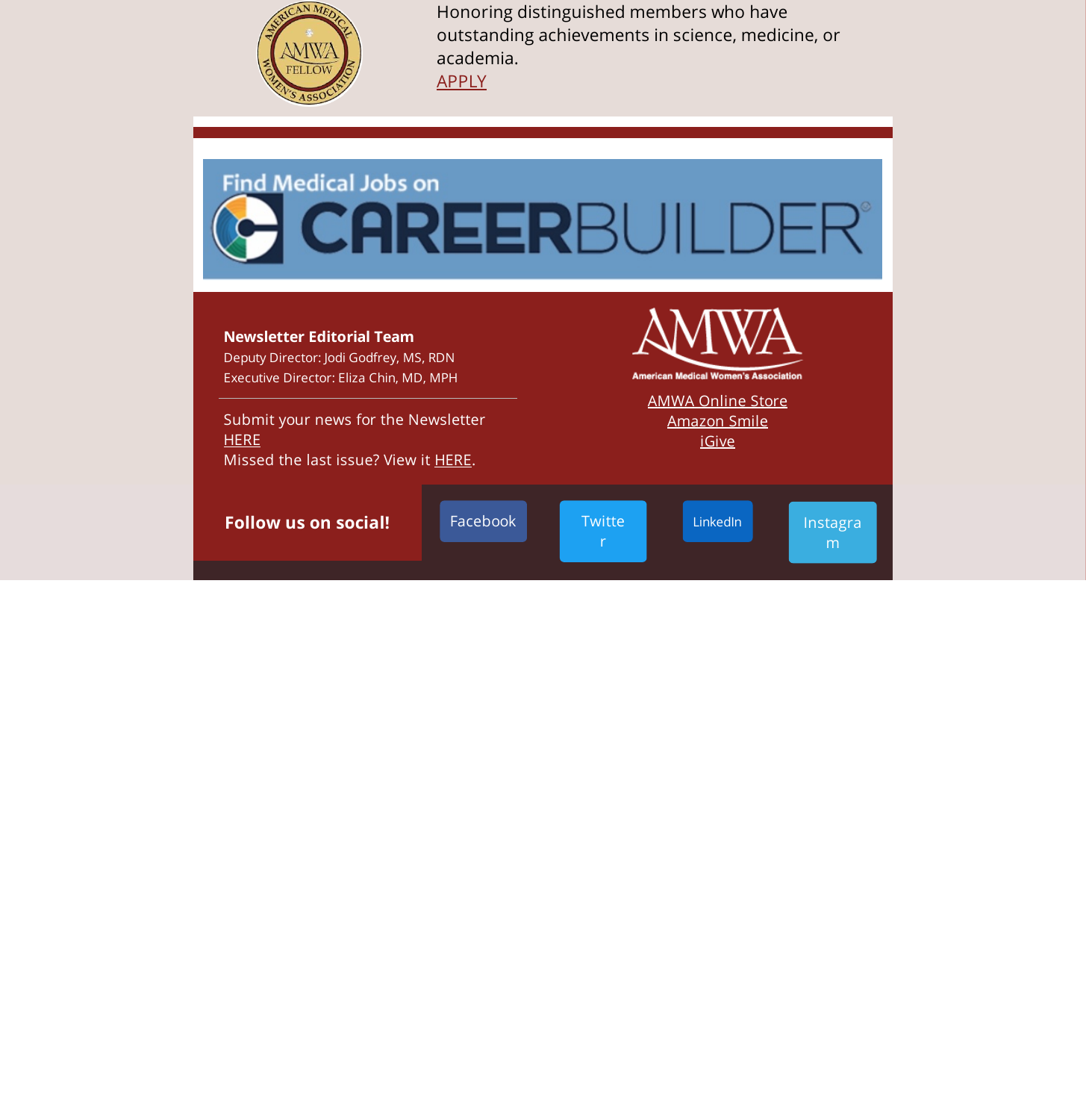Honoring distinguished members who have outstanding achievements in science, medicine, or academia.
APPLY

Find Medical Jobs on CAREERBUILDER

**Newsletter Editorial Team**
Deputy Director: Jodi Godfrey, MS, RDN
Executive Director: Eliza Chin, MD, MPH

Submit your news for the Newsletter HERE
Missed the last issue? View it HERE.

AMWA Online Store
Amazon Smile
iGive

**Follow us on social!**

Facebook
Twitter
LinkedIn
Instagram